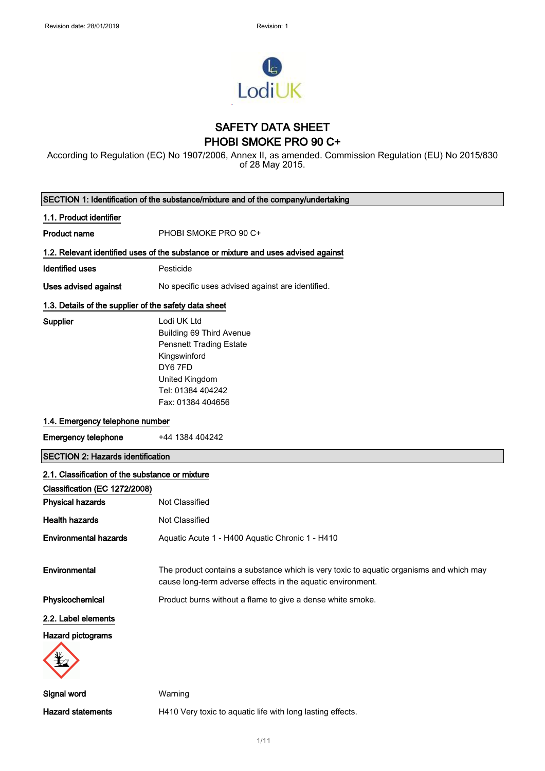Revision date: 28/01/2019 Revision: 1

LodiUK

# SAFETY DATA SHEET
# PHOBI SMOKE PRO 90 C+

According to Regulation (EC) No 1907/2006, Annex II, as amended. Commission Regulation (EU) No 2015/830 of 28 May 2015.

## SECTION 1: Identification of the substance/mixture and of the company/undertaking

### 1.1. Product identifier

**Product name** PHOBI SMOKE PRO 90 C+

### 1.2. Relevant identified uses of the substance or mixture and uses advised against

**Identified uses** Pesticide

**Uses advised against** No specific uses advised against are identified.

### 1.3. Details of the supplier of the safety data sheet

**Supplier**
Lodi UK Ltd
Building 69 Third Avenue
Pensnett Trading Estate
Kingswinford
DY6 7FD
United Kingdom
Tel: 01384 404242
Fax: 01384 404656

### 1.4. Emergency telephone number

**Emergency telephone** +44 1384 404242

## SECTION 2: Hazards identification

### 2.1. Classification of the substance or mixture

**Classification (EC 1272/2008)**

**Physical hazards** Not Classified

**Health hazards** Not Classified

**Environmental hazards** Aquatic Acute 1 - H400 Aquatic Chronic 1 - H410

**Environmental** The product contains a substance which is very toxic to aquatic organisms and which may cause long-term adverse effects in the aquatic environment.

**Physicochemical** Product burns without a flame to give a dense white smoke.

### 2.2. Label elements

**Hazard pictograms**

**Signal word** Warning

**Hazard statements** H410 Very toxic to aquatic life with long lasting effects.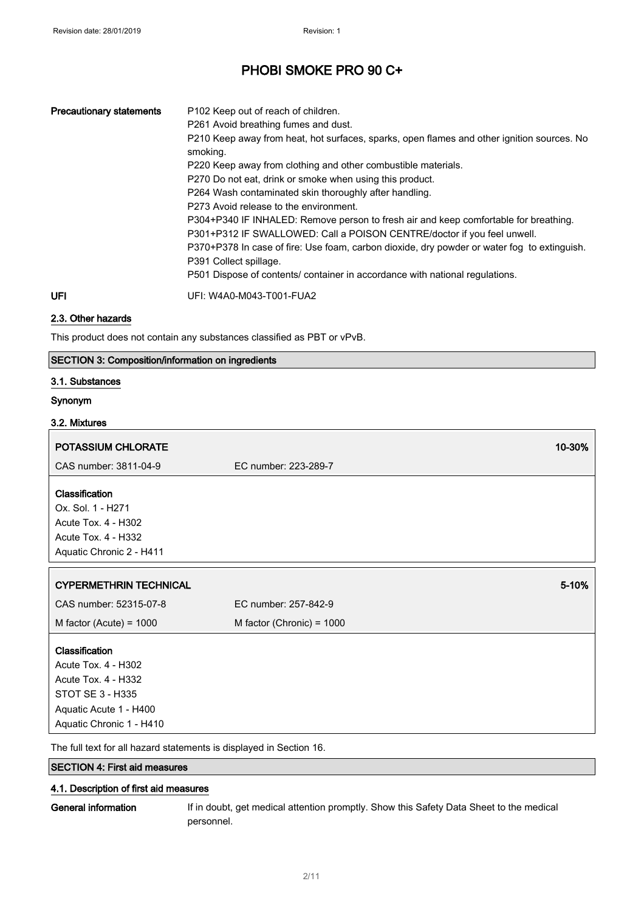| | |
|---|---|
| **Precautionary statements** | P102 Keep out of reach of children.<br>P261 Avoid breathing fumes and dust.<br>P210 Keep away from heat, hot surfaces, sparks, open flames and other ignition sources. No smoking.<br>P220 Keep away from clothing and other combustible materials.<br>P270 Do not eat, drink or smoke when using this product.<br>P264 Wash contaminated skin thoroughly after handling.<br>P273 Avoid release to the environment.<br>P304+P340 IF INHALED: Remove person to fresh air and keep comfortable for breathing.<br>P301+P312 IF SWALLOWED: Call a POISON CENTRE/doctor if you feel unwell.<br>P370+P378 In case of fire: Use foam, carbon dioxide, dry powder or water fog to extinguish.<br>P391 Collect spillage.<br>P501 Dispose of contents/ container in accordance with national regulations. |
| **UFI** | UFI: W4A0-M043-T001-FUA2 |

### 2.3. Other hazards

This product does not contain any substances classified as PBT or vPvB.

## SECTION 3: Composition/information on ingredients

### 3.1. Substances

**Synonym**

### 3.2. Mixtures

| POTASSIUM CHLORATE | | 10-30% |
|---|---|---|
| CAS number: 3811-04-9 | EC number: 223-289-7 | |

**Classification**
Ox. Sol. 1 - H271
Acute Tox. 4 - H302
Acute Tox. 4 - H332
Aquatic Chronic 2 - H411

| CYPERMETHRIN TECHNICAL | | 5-10% |
|---|---|---|
| CAS number: 52315-07-8 | EC number: 257-842-9 | |
| M factor (Acute) = 1000 | M factor (Chronic) = 1000 | |

**Classification**
Acute Tox. 4 - H302
Acute Tox. 4 - H332
STOT SE 3 - H335
Aquatic Acute 1 - H400
Aquatic Chronic 1 - H410

The full text for all hazard statements is displayed in Section 16.

## SECTION 4: First aid measures

### 4.1. Description of first aid measures

| | |
|---|---|
| **General information** | If in doubt, get medical attention promptly. Show this Safety Data Sheet to the medical personnel. |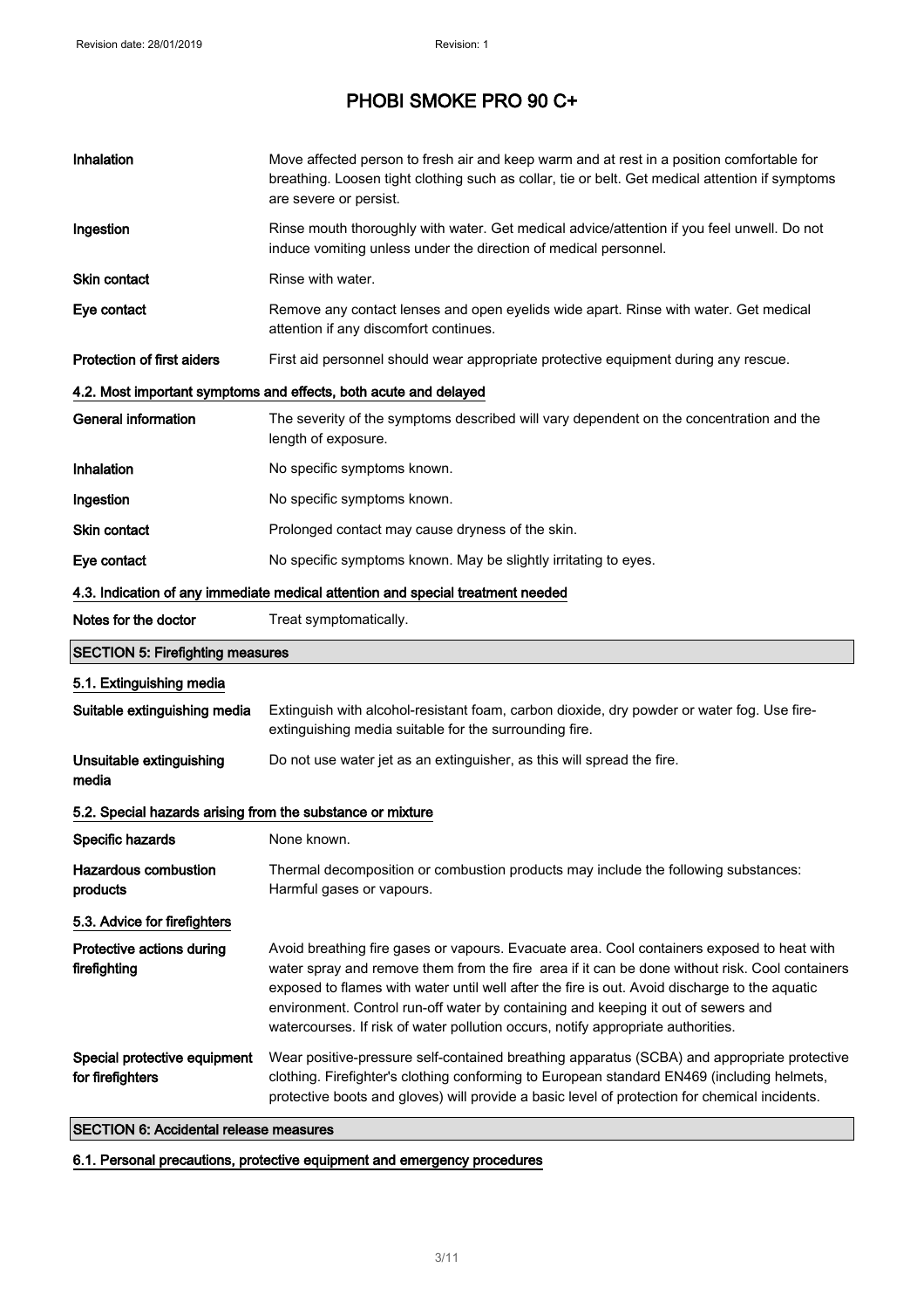| | |
|---|---|
| **Inhalation** | Move affected person to fresh air and keep warm and at rest in a position comfortable for breathing. Loosen tight clothing such as collar, tie or belt. Get medical attention if symptoms are severe or persist. |
| **Ingestion** | Rinse mouth thoroughly with water. Get medical advice/attention if you feel unwell. Do not induce vomiting unless under the direction of medical personnel. |
| **Skin contact** | Rinse with water. |
| **Eye contact** | Remove any contact lenses and open eyelids wide apart. Rinse with water. Get medical attention if any discomfort continues. |
| **Protection of first aiders** | First aid personnel should wear appropriate protective equipment during any rescue. |

### 4.2. Most important symptoms and effects, both acute and delayed

| | |
|---|---|
| **General information** | The severity of the symptoms described will vary dependent on the concentration and the length of exposure. |
| **Inhalation** | No specific symptoms known. |
| **Ingestion** | No specific symptoms known. |
| **Skin contact** | Prolonged contact may cause dryness of the skin. |
| **Eye contact** | No specific symptoms known. May be slightly irritating to eyes. |

### 4.3. Indication of any immediate medical attention and special treatment needed

| | |
|---|---|
| **Notes for the doctor** | Treat symptomatically. |

## SECTION 5: Firefighting measures

### 5.1. Extinguishing media

| | |
|---|---|
| **Suitable extinguishing media** | Extinguish with alcohol-resistant foam, carbon dioxide, dry powder or water fog. Use fire-extinguishing media suitable for the surrounding fire. |
| **Unsuitable extinguishing media** | Do not use water jet as an extinguisher, as this will spread the fire. |

### 5.2. Special hazards arising from the substance or mixture

| | |
|---|---|
| **Specific hazards** | None known. |
| **Hazardous combustion products** | Thermal decomposition or combustion products may include the following substances: Harmful gases or vapours. |

### 5.3. Advice for firefighters

| | |
|---|---|
| **Protective actions during firefighting** | Avoid breathing fire gases or vapours. Evacuate area. Cool containers exposed to heat with water spray and remove them from the fire area if it can be done without risk. Cool containers exposed to flames with water until well after the fire is out. Avoid discharge to the aquatic environment. Control run-off water by containing and keeping it out of sewers and watercourses. If risk of water pollution occurs, notify appropriate authorities. |
| **Special protective equipment for firefighters** | Wear positive-pressure self-contained breathing apparatus (SCBA) and appropriate protective clothing. Firefighter's clothing conforming to European standard EN469 (including helmets, protective boots and gloves) will provide a basic level of protection for chemical incidents. |

## SECTION 6: Accidental release measures

### 6.1. Personal precautions, protective equipment and emergency procedures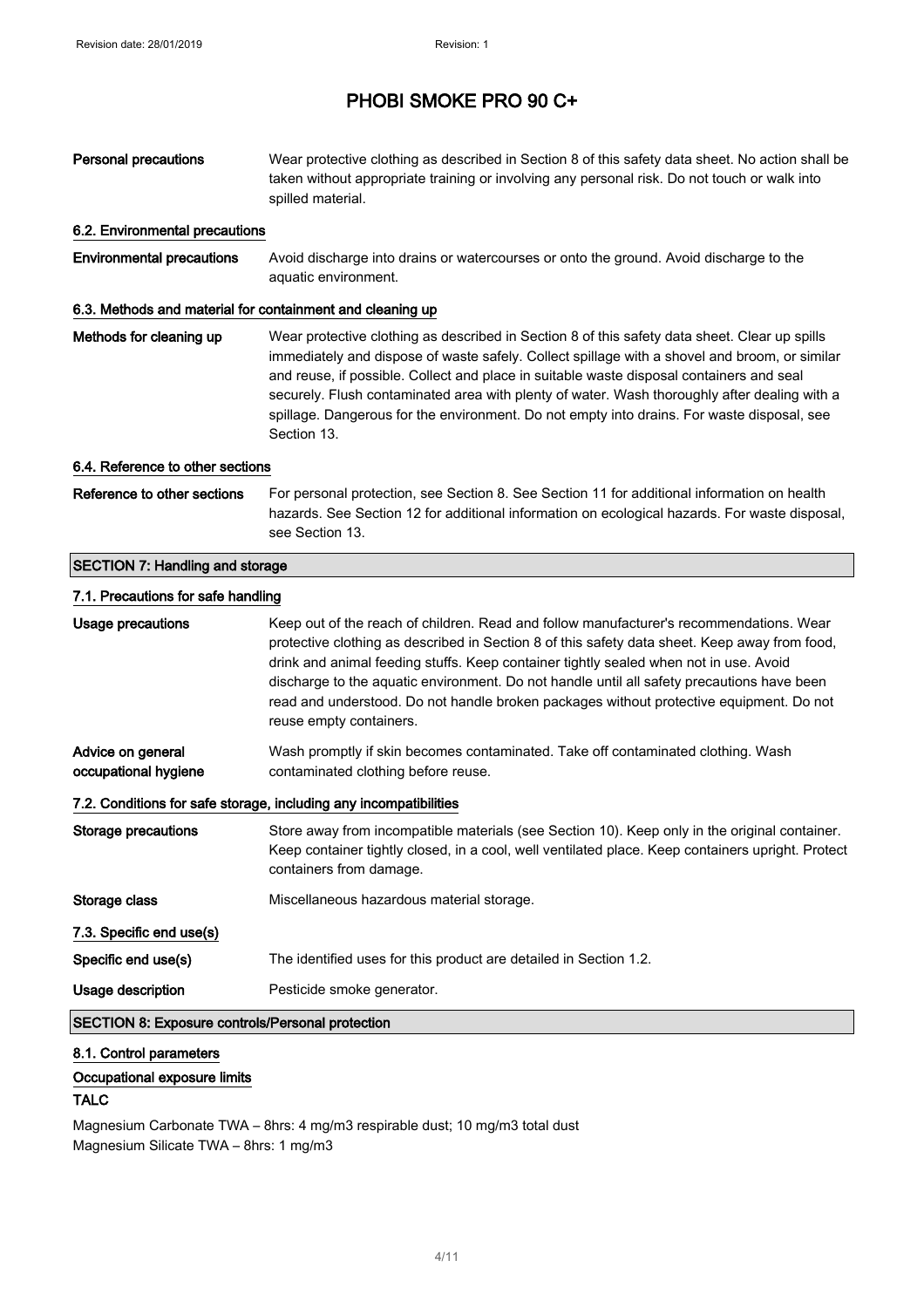| | |
|---|---|
| **Personal precautions** | Wear protective clothing as described in Section 8 of this safety data sheet. No action shall be taken without appropriate training or involving any personal risk. Do not touch or walk into spilled material. |

### 6.2. Environmental precautions

| | |
|---|---|
| **Environmental precautions** | Avoid discharge into drains or watercourses or onto the ground. Avoid discharge to the aquatic environment. |

### 6.3. Methods and material for containment and cleaning up

| | |
|---|---|
| **Methods for cleaning up** | Wear protective clothing as described in Section 8 of this safety data sheet. Clear up spills immediately and dispose of waste safely. Collect spillage with a shovel and broom, or similar and reuse, if possible. Collect and place in suitable waste disposal containers and seal securely. Flush contaminated area with plenty of water. Wash thoroughly after dealing with a spillage. Dangerous for the environment. Do not empty into drains. For waste disposal, see Section 13. |

### 6.4. Reference to other sections

| | |
|---|---|
| **Reference to other sections** | For personal protection, see Section 8. See Section 11 for additional information on health hazards. See Section 12 for additional information on ecological hazards. For waste disposal, see Section 13. |

## SECTION 7: Handling and storage

### 7.1. Precautions for safe handling

| | |
|---|---|
| **Usage precautions** | Keep out of the reach of children. Read and follow manufacturer's recommendations. Wear protective clothing as described in Section 8 of this safety data sheet. Keep away from food, drink and animal feeding stuffs. Keep container tightly sealed when not in use. Avoid discharge to the aquatic environment. Do not handle until all safety precautions have been read and understood. Do not handle broken packages without protective equipment. Do not reuse empty containers. |
| **Advice on general occupational hygiene** | Wash promptly if skin becomes contaminated. Take off contaminated clothing. Wash contaminated clothing before reuse. |

### 7.2. Conditions for safe storage, including any incompatibilities

| | |
|---|---|
| **Storage precautions** | Store away from incompatible materials (see Section 10). Keep only in the original container. Keep container tightly closed, in a cool, well ventilated place. Keep containers upright. Protect containers from damage. |
| **Storage class** | Miscellaneous hazardous material storage. |

### 7.3. Specific end use(s)

| | |
|---|---|
| **Specific end use(s)** | The identified uses for this product are detailed in Section 1.2. |
| **Usage description** | Pesticide smoke generator. |

## SECTION 8: Exposure controls/Personal protection

### 8.1. Control parameters

#### Occupational exposure limits

**TALC**

Magnesium Carbonate TWA – 8hrs: 4 mg/m3 respirable dust; 10 mg/m3 total dust
Magnesium Silicate TWA – 8hrs: 1 mg/m3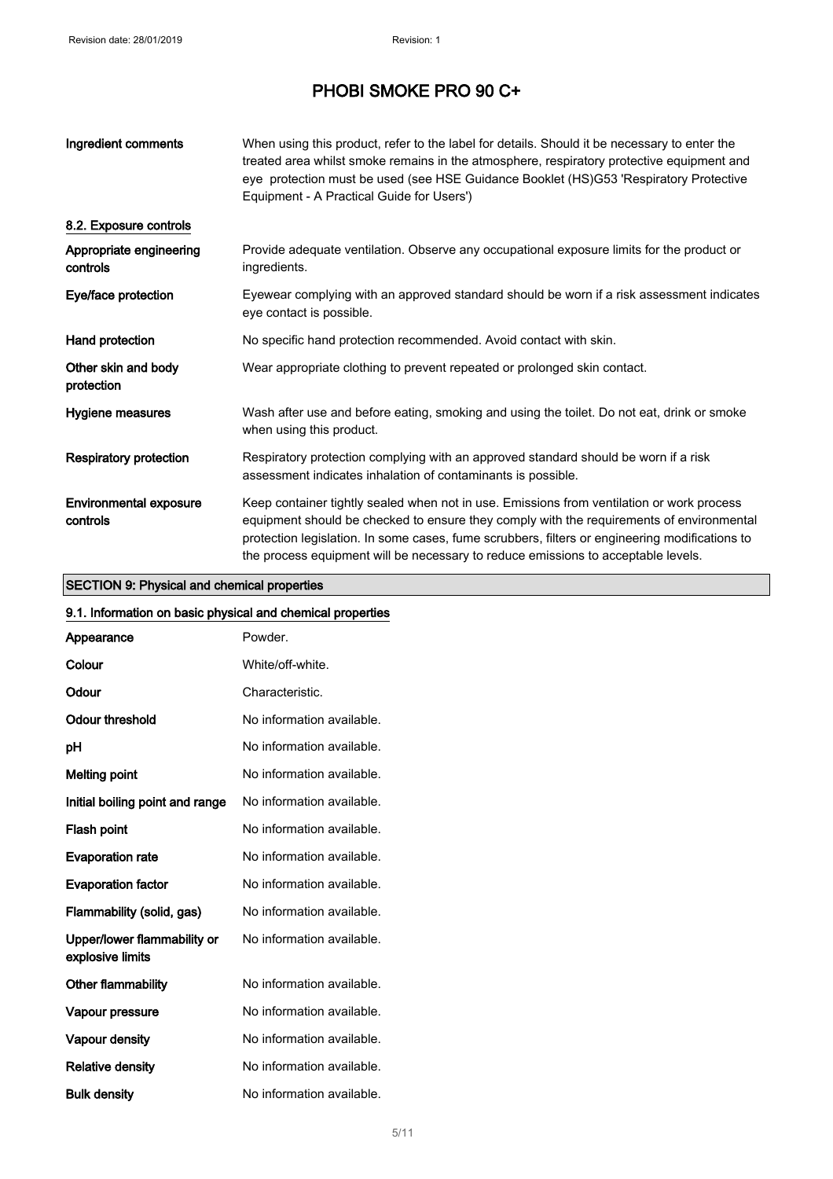# PHOBI SMOKE PRO 90 C+

| | |
|---|---|
| **Ingredient comments** | When using this product, refer to the label for details. Should it be necessary to enter the treated area whilst smoke remains in the atmosphere, respiratory protective equipment and eye protection must be used (see HSE Guidance Booklet (HS)G53 'Respiratory Protective Equipment - A Practical Guide for Users') |

### 8.2. Exposure controls

| | |
|---|---|
| **Appropriate engineering controls** | Provide adequate ventilation. Observe any occupational exposure limits for the product or ingredients. |
| **Eye/face protection** | Eyewear complying with an approved standard should be worn if a risk assessment indicates eye contact is possible. |
| **Hand protection** | No specific hand protection recommended. Avoid contact with skin. |
| **Other skin and body protection** | Wear appropriate clothing to prevent repeated or prolonged skin contact. |
| **Hygiene measures** | Wash after use and before eating, smoking and using the toilet. Do not eat, drink or smoke when using this product. |
| **Respiratory protection** | Respiratory protection complying with an approved standard should be worn if a risk assessment indicates inhalation of contaminants is possible. |
| **Environmental exposure controls** | Keep container tightly sealed when not in use. Emissions from ventilation or work process equipment should be checked to ensure they comply with the requirements of environmental protection legislation. In some cases, fume scrubbers, filters or engineering modifications to the process equipment will be necessary to reduce emissions to acceptable levels. |

## SECTION 9: Physical and chemical properties

### 9.1. Information on basic physical and chemical properties

| | |
|---|---|
| **Appearance** | Powder. |
| **Colour** | White/off-white. |
| **Odour** | Characteristic. |
| **Odour threshold** | No information available. |
| **pH** | No information available. |
| **Melting point** | No information available. |
| **Initial boiling point and range** | No information available. |
| **Flash point** | No information available. |
| **Evaporation rate** | No information available. |
| **Evaporation factor** | No information available. |
| **Flammability (solid, gas)** | No information available. |
| **Upper/lower flammability or explosive limits** | No information available. |
| **Other flammability** | No information available. |
| **Vapour pressure** | No information available. |
| **Vapour density** | No information available. |
| **Relative density** | No information available. |
| **Bulk density** | No information available. |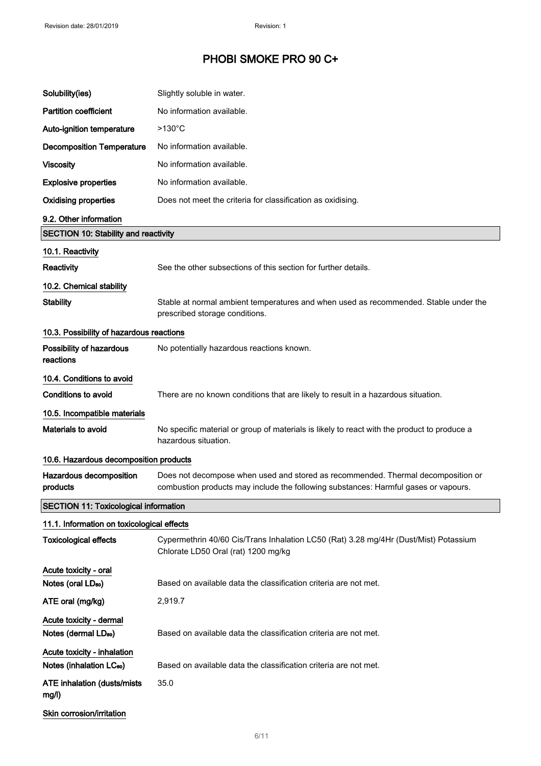| | |
|---|---|
| **Solubility(ies)** | Slightly soluble in water. |
| **Partition coefficient** | No information available. |
| **Auto-ignition temperature** | >130°C |
| **Decomposition Temperature** | No information available. |
| **Viscosity** | No information available. |
| **Explosive properties** | No information available. |
| **Oxidising properties** | Does not meet the criteria for classification as oxidising. |

### 9.2. Other information

## SECTION 10: Stability and reactivity

### 10.1. Reactivity

| | |
|---|---|
| **Reactivity** | See the other subsections of this section for further details. |

### 10.2. Chemical stability

| | |
|---|---|
| **Stability** | Stable at normal ambient temperatures and when used as recommended. Stable under the prescribed storage conditions. |

### 10.3. Possibility of hazardous reactions

| | |
|---|---|
| **Possibility of hazardous reactions** | No potentially hazardous reactions known. |

### 10.4. Conditions to avoid

| | |
|---|---|
| **Conditions to avoid** | There are no known conditions that are likely to result in a hazardous situation. |

### 10.5. Incompatible materials

| | |
|---|---|
| **Materials to avoid** | No specific material or group of materials is likely to react with the product to produce a hazardous situation. |

### 10.6. Hazardous decomposition products

| | |
|---|---|
| **Hazardous decomposition products** | Does not decompose when used and stored as recommended. Thermal decomposition or combustion products may include the following substances: Harmful gases or vapours. |

## SECTION 11: Toxicological information

### 11.1. Information on toxicological effects

| | |
|---|---|
| **Toxicological effects** | Cypermethrin 40/60 Cis/Trans Inhalation LC50 (Rat) 3.28 mg/4Hr (Dust/Mist) Potassium Chlorate LD50 Oral (rat) 1200 mg/kg |

**Acute toxicity - oral**

| | |
|---|---|
| **Notes (oral $LD_{50}$)** | Based on available data the classification criteria are not met. |
| **ATE oral (mg/kg)** | 2,919.7 |

**Acute toxicity - dermal**

| | |
|---|---|
| **Notes (dermal $LD_{50}$)** | Based on available data the classification criteria are not met. |

**Acute toxicity - inhalation**

| | |
|---|---|
| **Notes (inhalation $LC_{50}$)** | Based on available data the classification criteria are not met. |
| **ATE inhalation (dusts/mists mg/l)** | 35.0 |

**Skin corrosion/irritation**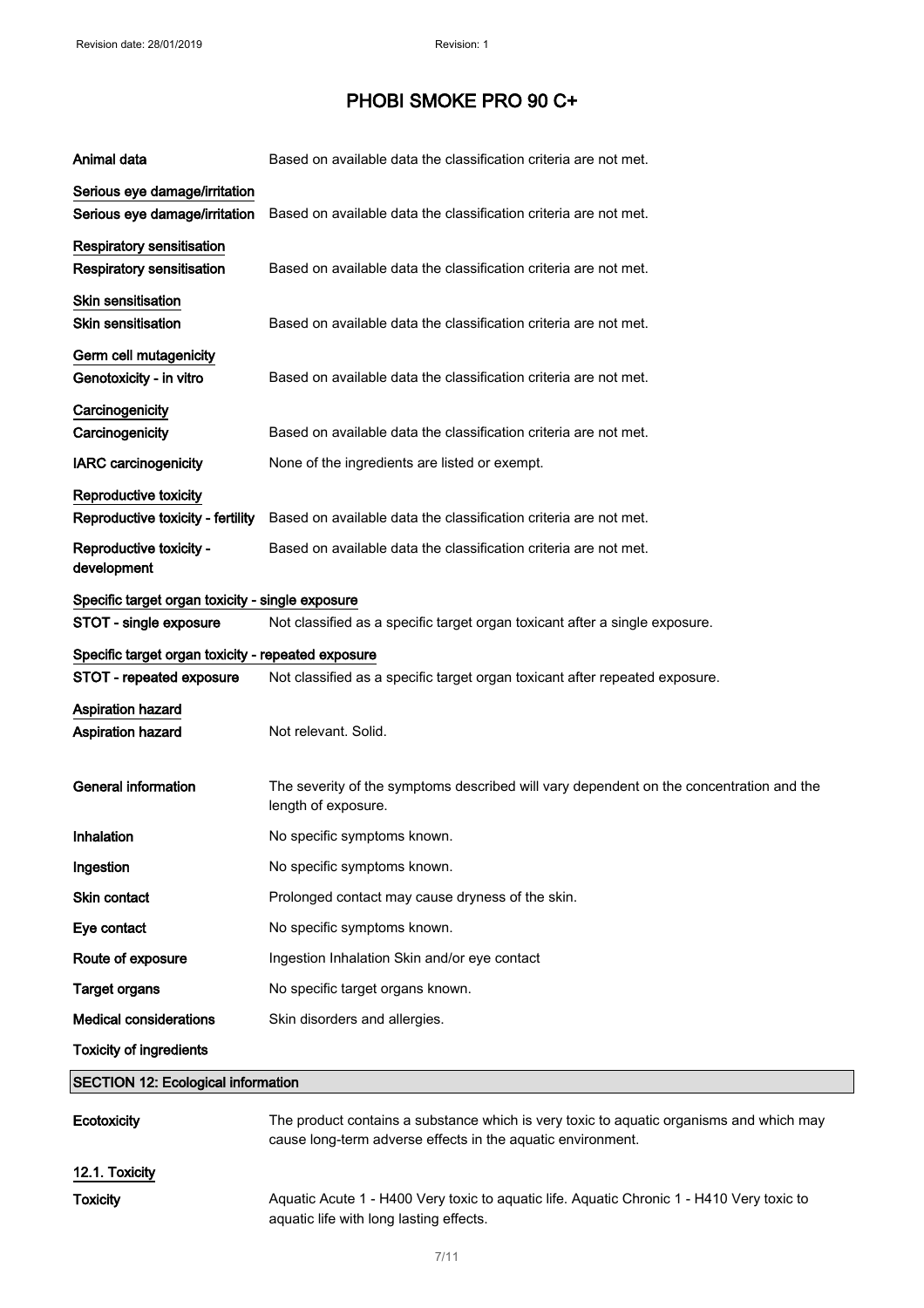# PHOBI SMOKE PRO 90 C+

**Animal data** Based on available data the classification criteria are not met.

**Serious eye damage/irritation**

**Serious eye damage/irritation** Based on available data the classification criteria are not met.

**Respiratory sensitisation**

**Respiratory sensitisation** Based on available data the classification criteria are not met.

**Skin sensitisation**

**Skin sensitisation** Based on available data the classification criteria are not met.

**Germ cell mutagenicity**

**Genotoxicity - in vitro** Based on available data the classification criteria are not met.

**Carcinogenicity**

**Carcinogenicity** Based on available data the classification criteria are not met.

**IARC carcinogenicity** None of the ingredients are listed or exempt.

**Reproductive toxicity**

**Reproductive toxicity - fertility** Based on available data the classification criteria are not met.

**Reproductive toxicity - development** Based on available data the classification criteria are not met.

**Specific target organ toxicity - single exposure**

**STOT - single exposure** Not classified as a specific target organ toxicant after a single exposure.

**Specific target organ toxicity - repeated exposure**

**STOT - repeated exposure** Not classified as a specific target organ toxicant after repeated exposure.

**Aspiration hazard**

**Aspiration hazard** Not relevant. Solid.

**General information** The severity of the symptoms described will vary dependent on the concentration and the length of exposure.

**Inhalation** No specific symptoms known.

**Ingestion** No specific symptoms known.

**Skin contact** Prolonged contact may cause dryness of the skin.

**Eye contact** No specific symptoms known.

**Route of exposure** Ingestion Inhalation Skin and/or eye contact

**Target organs** No specific target organs known.

**Medical considerations** Skin disorders and allergies.

**Toxicity of ingredients**

## SECTION 12: Ecological information

**Ecotoxicity** The product contains a substance which is very toxic to aquatic organisms and which may cause long-term adverse effects in the aquatic environment.

### 12.1. Toxicity

**Toxicity** Aquatic Acute 1 - H400 Very toxic to aquatic life. Aquatic Chronic 1 - H410 Very toxic to aquatic life with long lasting effects.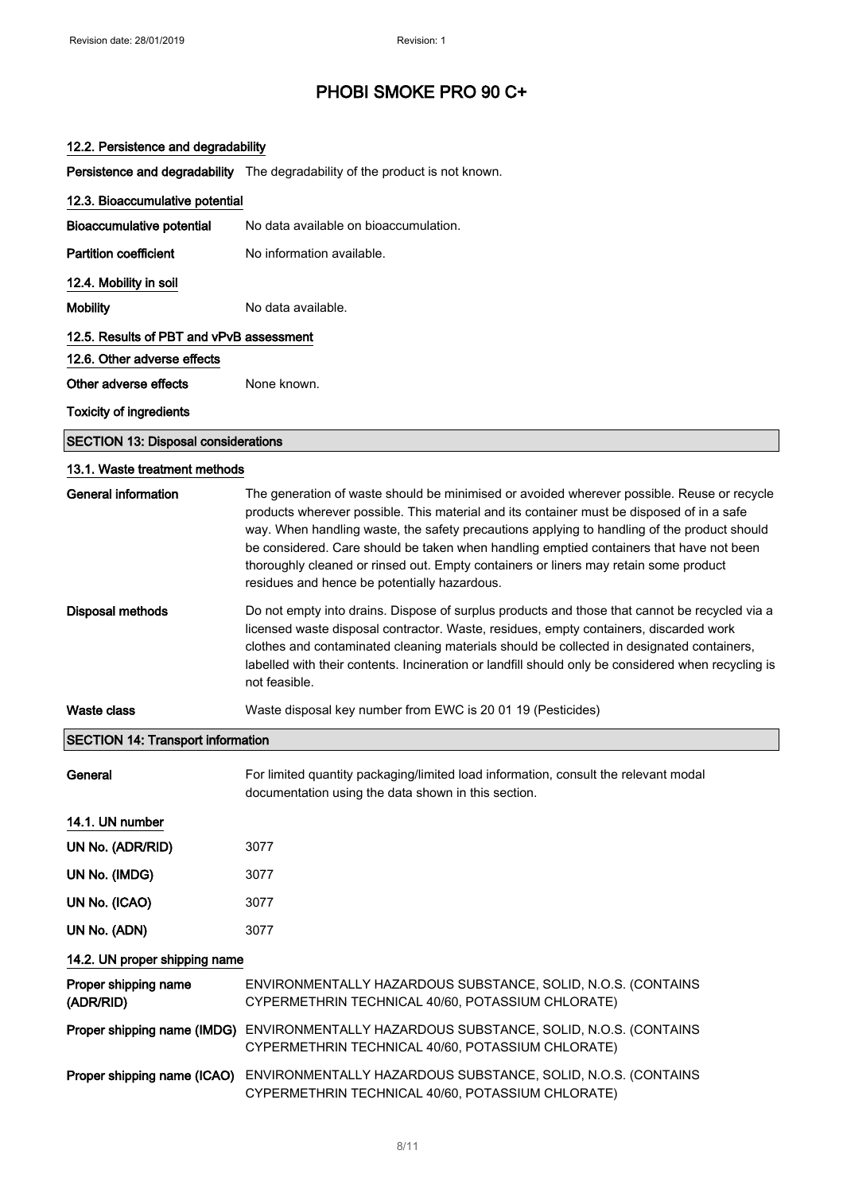# PHOBI SMOKE PRO 90 C+

#### 12.2. Persistence and degradability

**Persistence and degradability** The degradability of the product is not known.

#### 12.3. Bioaccumulative potential

**Bioaccumulative potential** No data available on bioaccumulation.

**Partition coefficient** No information available.

#### 12.4. Mobility in soil

**Mobility** No data available.

#### 12.5. Results of PBT and vPvB assessment

#### 12.6. Other adverse effects

**Other adverse effects** None known.

**Toxicity of ingredients**

## SECTION 13: Disposal considerations

#### 13.1. Waste treatment methods

**General information** The generation of waste should be minimised or avoided wherever possible. Reuse or recycle products wherever possible. This material and its container must be disposed of in a safe way. When handling waste, the safety precautions applying to handling of the product should be considered. Care should be taken when handling emptied containers that have not been thoroughly cleaned or rinsed out. Empty containers or liners may retain some product residues and hence be potentially hazardous.

**Disposal methods** Do not empty into drains. Dispose of surplus products and those that cannot be recycled via a licensed waste disposal contractor. Waste, residues, empty containers, discarded work clothes and contaminated cleaning materials should be collected in designated containers, labelled with their contents. Incineration or landfill should only be considered when recycling is not feasible.

**Waste class** Waste disposal key number from EWC is 20 01 19 (Pesticides)

## SECTION 14: Transport information

**General** For limited quantity packaging/limited load information, consult the relevant modal documentation using the data shown in this section.

#### 14.1. UN number

**UN No. (ADR/RID)** 3077

**UN No. (IMDG)** 3077

**UN No. (ICAO)** 3077

**UN No. (ADN)** 3077

#### 14.2. UN proper shipping name

**Proper shipping name (ADR/RID)** ENVIRONMENTALLY HAZARDOUS SUBSTANCE, SOLID, N.O.S. (CONTAINS CYPERMETHRIN TECHNICAL 40/60, POTASSIUM CHLORATE)

**Proper shipping name (IMDG)** ENVIRONMENTALLY HAZARDOUS SUBSTANCE, SOLID, N.O.S. (CONTAINS CYPERMETHRIN TECHNICAL 40/60, POTASSIUM CHLORATE)

**Proper shipping name (ICAO)** ENVIRONMENTALLY HAZARDOUS SUBSTANCE, SOLID, N.O.S. (CONTAINS CYPERMETHRIN TECHNICAL 40/60, POTASSIUM CHLORATE)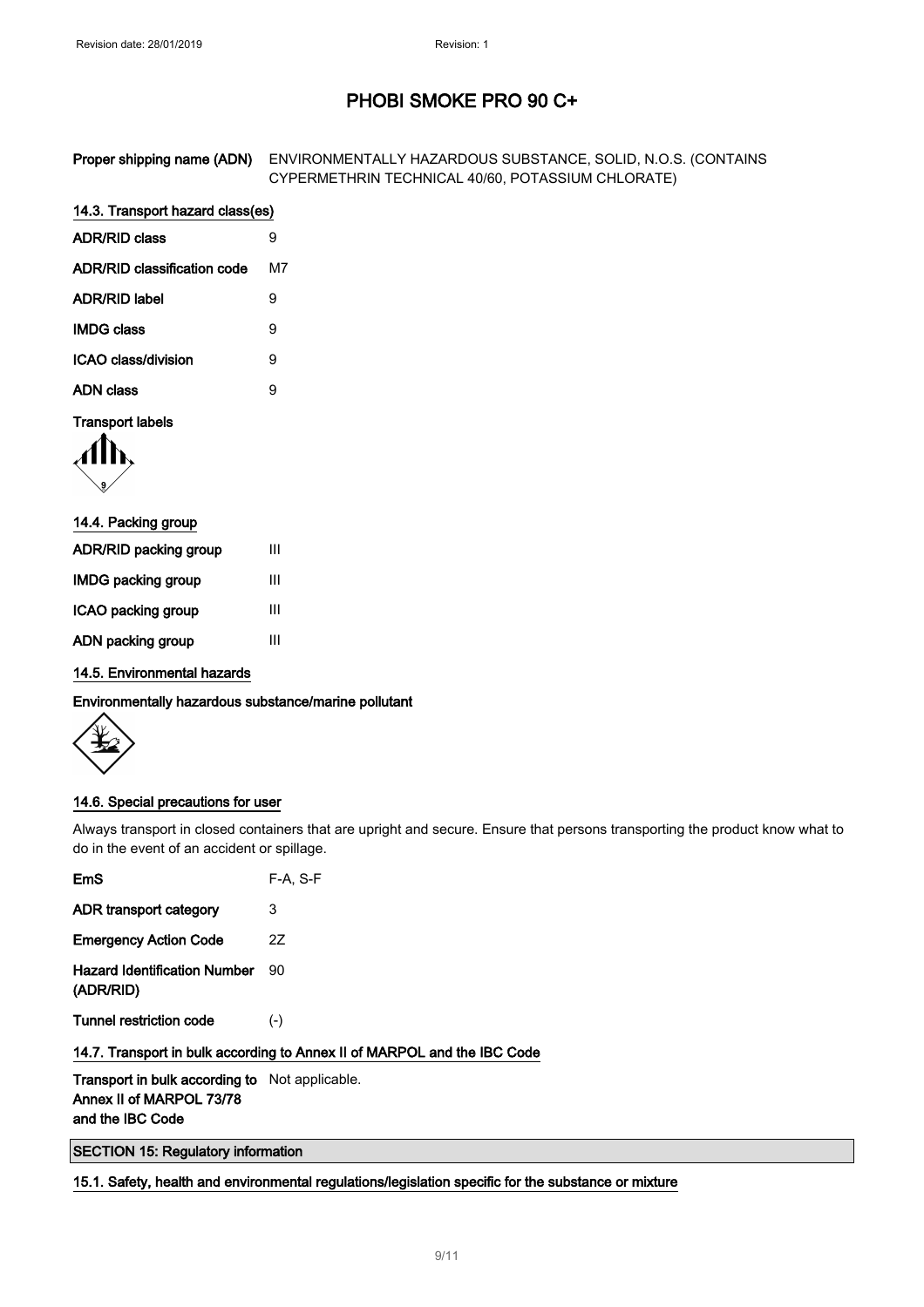| | |
|---|---|
| **Proper shipping name (ADN)** | ENVIRONMENTALLY HAZARDOUS SUBSTANCE, SOLID, N.O.S. (CONTAINS CYPERMETHRIN TECHNICAL 40/60, POTASSIUM CHLORATE) |

### 14.3. Transport hazard class(es)

| | |
|---|---|
| **ADR/RID class** | 9 |
| **ADR/RID classification code** | M7 |
| **ADR/RID label** | 9 |
| **IMDG class** | 9 |
| **ICAO class/division** | 9 |
| **ADN class** | 9 |

**Transport labels**

### 14.4. Packing group

| | |
|---|---|
| **ADR/RID packing group** | III |
| **IMDG packing group** | III |
| **ICAO packing group** | III |
| **ADN packing group** | III |

### 14.5. Environmental hazards

**Environmentally hazardous substance/marine pollutant**

### 14.6. Special precautions for user

Always transport in closed containers that are upright and secure. Ensure that persons transporting the product know what to do in the event of an accident or spillage.

| | |
|---|---|
| **EmS** | F-A, S-F |
| **ADR transport category** | 3 |
| **Emergency Action Code** | 2Z |
| **Hazard Identification Number (ADR/RID)** | 90 |
| **Tunnel restriction code** | (-) |

### 14.7. Transport in bulk according to Annex II of MARPOL and the IBC Code

| | |
|---|---|
| **Transport in bulk according to Annex II of MARPOL 73/78 and the IBC Code** | Not applicable. |

## SECTION 15: Regulatory information

### 15.1. Safety, health and environmental regulations/legislation specific for the substance or mixture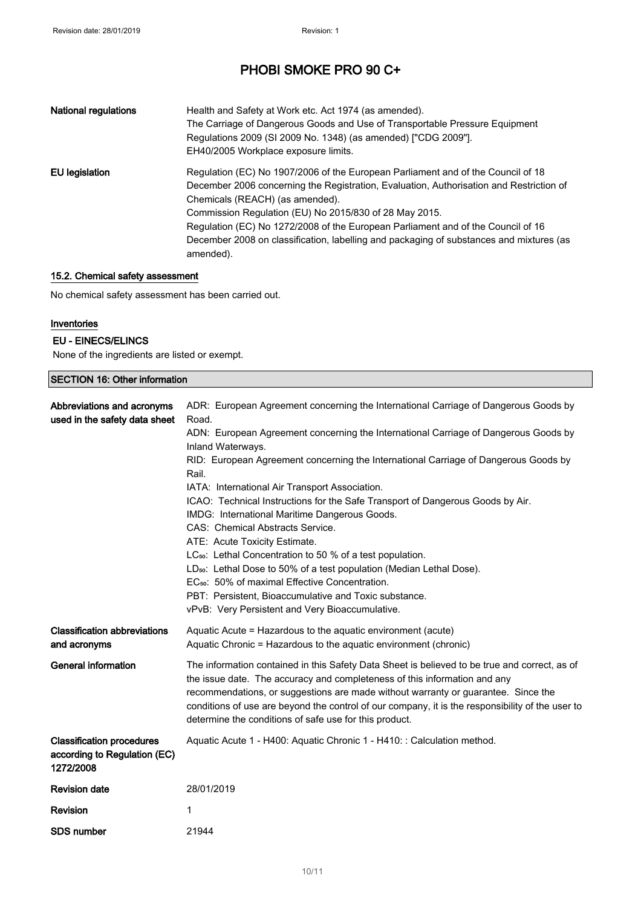| | |
|---|---|
| **National regulations** | Health and Safety at Work etc. Act 1974 (as amended).<br>The Carriage of Dangerous Goods and Use of Transportable Pressure Equipment Regulations 2009 (SI 2009 No. 1348) (as amended) ["CDG 2009"].<br>EH40/2005 Workplace exposure limits. |
| **EU legislation** | Regulation (EC) No 1907/2006 of the European Parliament and of the Council of 18 December 2006 concerning the Registration, Evaluation, Authorisation and Restriction of Chemicals (REACH) (as amended).<br>Commission Regulation (EU) No 2015/830 of 28 May 2015.<br>Regulation (EC) No 1272/2008 of the European Parliament and of the Council of 16 December 2008 on classification, labelling and packaging of substances and mixtures (as amended). |

### 15.2. Chemical safety assessment

No chemical safety assessment has been carried out.

### Inventories

#### EU - EINECS/ELINCS

None of the ingredients are listed or exempt.

## SECTION 16: Other information

| | |
|---|---|
| **Abbreviations and acronyms used in the safety data sheet** | ADR: European Agreement concerning the International Carriage of Dangerous Goods by Road.<br>ADN: European Agreement concerning the International Carriage of Dangerous Goods by Inland Waterways.<br>RID: European Agreement concerning the International Carriage of Dangerous Goods by Rail.<br>IATA: International Air Transport Association.<br>ICAO: Technical Instructions for the Safe Transport of Dangerous Goods by Air.<br>IMDG: International Maritime Dangerous Goods.<br>CAS: Chemical Abstracts Service.<br>ATE: Acute Toxicity Estimate.<br>$LC_{50}$: Lethal Concentration to 50 % of a test population.<br>$LD_{50}$: Lethal Dose to 50% of a test population (Median Lethal Dose).<br>$EC_{50}$: 50% of maximal Effective Concentration.<br>PBT: Persistent, Bioaccumulative and Toxic substance.<br>vPvB: Very Persistent and Very Bioaccumulative. |
| **Classification abbreviations and acronyms** | Aquatic Acute = Hazardous to the aquatic environment (acute)<br>Aquatic Chronic = Hazardous to the aquatic environment (chronic) |
| **General information** | The information contained in this Safety Data Sheet is believed to be true and correct, as of the issue date. The accuracy and completeness of this information and any recommendations, or suggestions are made without warranty or guarantee. Since the conditions of use are beyond the control of our company, it is the responsibility of the user to determine the conditions of safe use for this product. |
| **Classification procedures according to Regulation (EC) 1272/2008** | Aquatic Acute 1 - H400: Aquatic Chronic 1 - H410: : Calculation method. |
| **Revision date** | 28/01/2019 |
| **Revision** | 1 |
| **SDS number** | 21944 |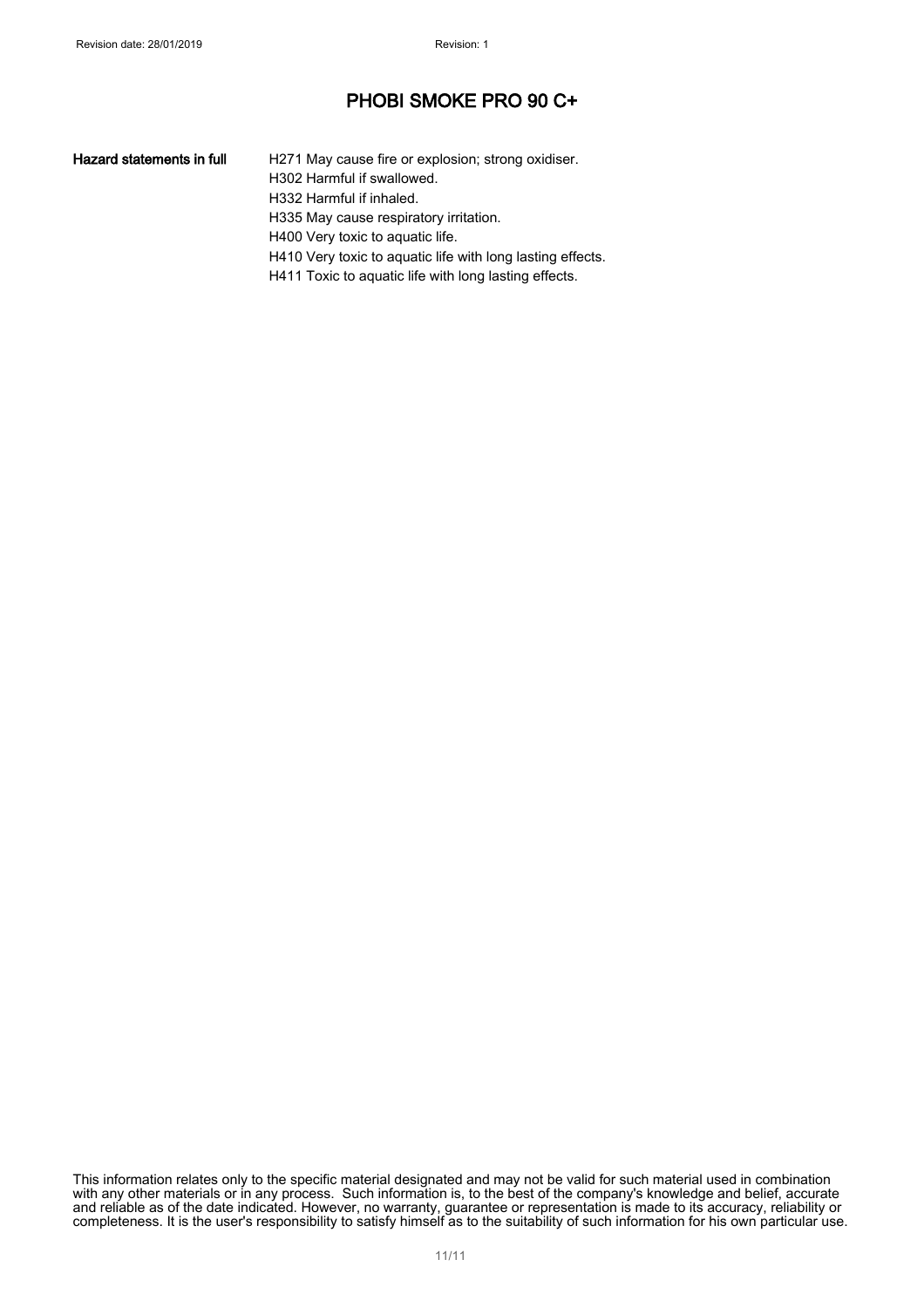# PHOBI SMOKE PRO 90 C+

**Hazard statements in full**

H271 May cause fire or explosion; strong oxidiser.
H302 Harmful if swallowed.
H332 Harmful if inhaled.
H335 May cause respiratory irritation.
H400 Very toxic to aquatic life.
H410 Very toxic to aquatic life with long lasting effects.
H411 Toxic to aquatic life with long lasting effects.

This information relates only to the specific material designated and may not be valid for such material used in combination with any other materials or in any process. Such information is, to the best of the company's knowledge and belief, accurate and reliable as of the date indicated. However, no warranty, guarantee or representation is made to its accuracy, reliability or completeness. It is the user's responsibility to satisfy himself as to the suitability of such information for his own particular use.